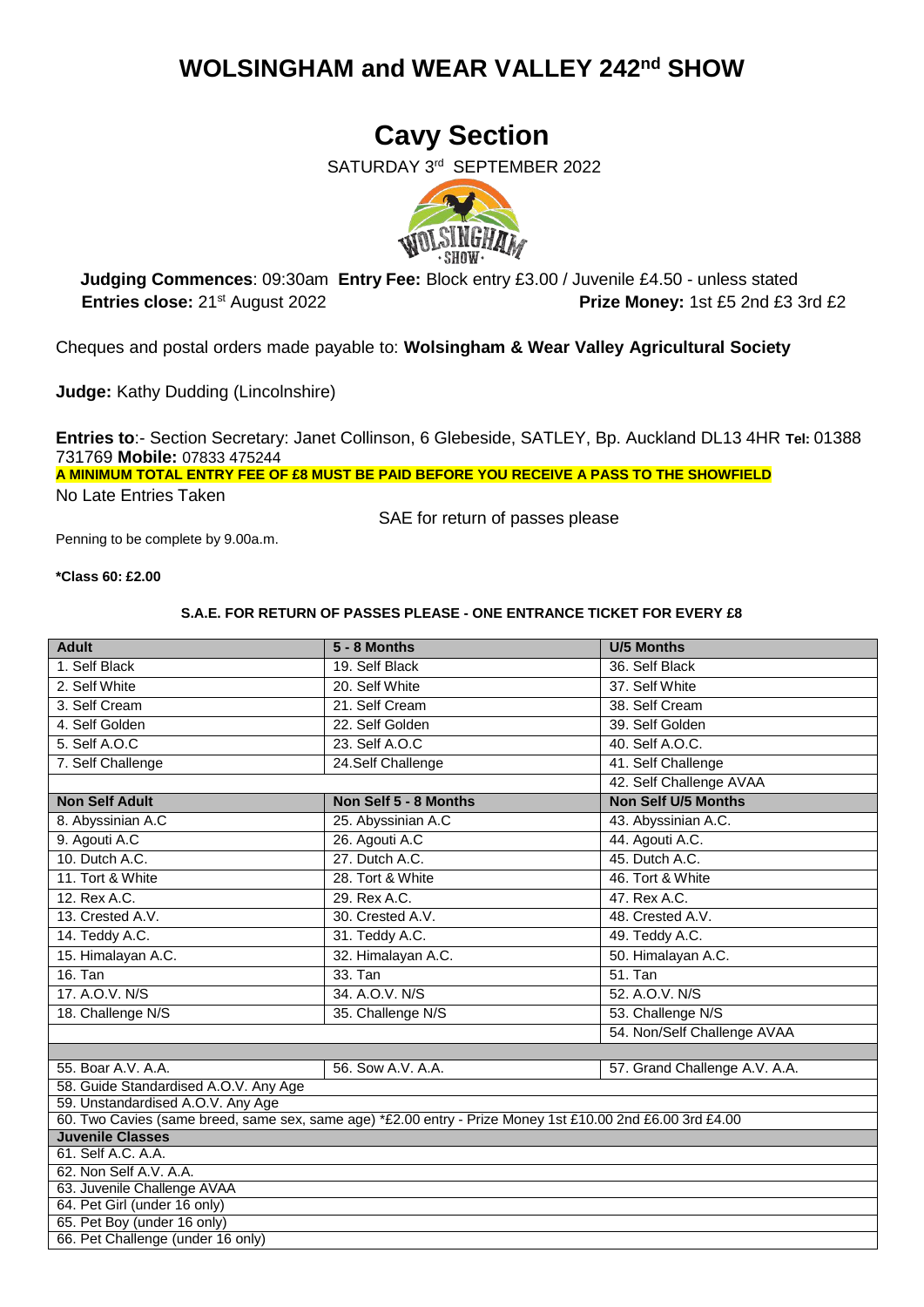# WOLSINGHAM and WEAR VALLEY 242nd SHOW

## Cavy Section

SATURDAY 3rd SEPTEMBER 2022

**Judging Commences**: 09:30am **Entry Fee:** Block entry £3.00 / Juvenile £4.50 - unless stated
**Entries close:** 21st August 2022 **Prize Money:** 1st £5 2nd £3 3rd £2

Cheques and postal orders made payable to: **Wolsingham & Wear Valley Agricultural Society**

**Judge:** Kathy Dudding (Lincolnshire)

**Entries to**:- Section Secretary: Janet Collinson, 6 Glebeside, SATLEY, Bp. Auckland DL13 4HR **Tel:** 01388 731769 **Mobile:** 07833 475244

**A MINIMUM TOTAL ENTRY FEE OF £8 MUST BE PAID BEFORE YOU RECEIVE A PASS TO THE SHOWFIELD**

No Late Entries Taken

SAE for return of passes please

Penning to be complete by 9.00a.m.

**\*Class 60: £2.00**

**S.A.E. FOR RETURN OF PASSES PLEASE - ONE ENTRANCE TICKET FOR EVERY £8**

| **Adult** | **5 - 8 Months** | **U/5 Months** |
|---|---|---|
| 1. Self Black | 19. Self Black | 36. Self Black |
| 2. Self White | 20. Self White | 37. Self White |
| 3. Self Cream | 21. Self Cream | 38. Self Cream |
| 4. Self Golden | 22. Self Golden | 39. Self Golden |
| 5. Self A.O.C | 23. Self A.O.C | 40. Self A.O.C. |
| 7. Self Challenge | 24.Self Challenge | 41. Self Challenge |
| | | 42. Self Challenge AVAA |
| **Non Self Adult** | **Non Self 5 - 8 Months** | **Non Self U/5 Months** |
| 8. Abyssinian A.C | 25. Abyssinian A.C | 43. Abyssinian A.C. |
| 9. Agouti A.C | 26. Agouti A.C | 44. Agouti A.C. |
| 10. Dutch A.C. | 27. Dutch A.C. | 45. Dutch A.C. |
| 11. Tort & White | 28. Tort & White | 46. Tort & White |
| 12. Rex A.C. | 29. Rex A.C. | 47. Rex A.C. |
| 13. Crested A.V. | 30. Crested A.V. | 48. Crested A.V. |
| 14. Teddy A.C. | 31. Teddy A.C. | 49. Teddy A.C. |
| 15. Himalayan A.C. | 32. Himalayan A.C. | 50. Himalayan A.C. |
| 16. Tan | 33. Tan | 51. Tan |
| 17. A.O.V. N/S | 34. A.O.V. N/S | 52. A.O.V. N/S |
| 18. Challenge N/S | 35. Challenge N/S | 53. Challenge N/S |
| | | 54. Non/Self Challenge AVAA |
| | | |
| 55. Boar A.V. A.A. | 56. Sow A.V. A.A. | 57. Grand Challenge A.V. A.A. |
| 58. Guide Standardised A.O.V. Any Age | | |
| 59. Unstandardised A.O.V. Any Age | | |
| 60. Two Cavies (same breed, same sex, same age) \*£2.00 entry - Prize Money 1st £10.00 2nd £6.00 3rd £4.00 | | |
| **Juvenile Classes** | | |
| 61. Self A.C. A.A. | | |
| 62. Non Self A.V. A.A. | | |
| 63. Juvenile Challenge AVAA | | |
| 64. Pet Girl (under 16 only) | | |
| 65. Pet Boy (under 16 only) | | |
| 66. Pet Challenge (under 16 only) | | |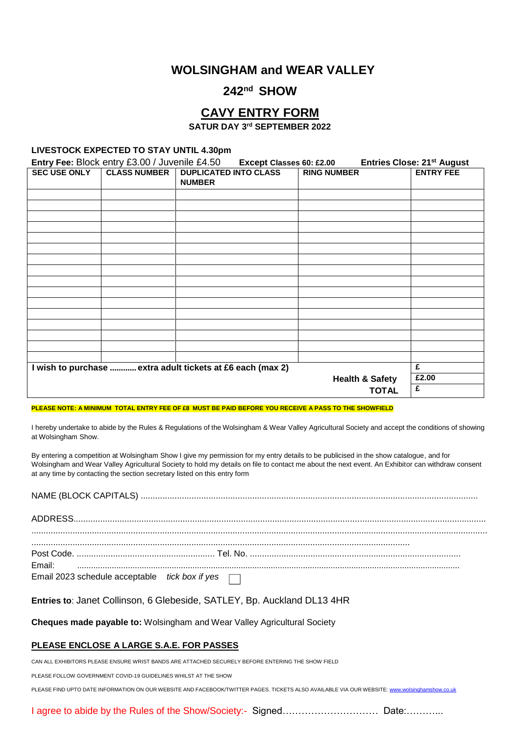# WOLSINGHAM and WEAR VALLEY

## 242nd SHOW

## CAVY ENTRY FORM

**SATUR DAY 3rd SEPTEMBER 2022**

**LIVESTOCK EXPECTED TO STAY UNTIL 4.30pm**

**Entry Fee:** Block entry £3.00 / Juvenile £4.50 **Except Classes 60: £2.00** **Entries Close: 21st August**

| SEC USE ONLY | CLASS NUMBER | DUPLICATED INTO CLASS NUMBER | RING NUMBER | ENTRY FEE |
|---|---|---|---|---|
| | | | | |
| | | | | |
| | | | | |
| | | | | |
| | | | | |
| | | | | |
| | | | | |
| | | | | |
| | | | | |
| | | | | |
| | | | | |
| | | | | |
| | | | | |
| | | | | |
| | | | | |
| | | | | |
| **I wish to purchase ............ extra adult tickets at £6 each (max 2)** | | | | **£** |
| | | | **Health & Safety** | **£2.00** |
| | | | **TOTAL** | **£** |

**PLEASE NOTE: A MINIMUM TOTAL ENTRY FEE OF £8 MUST BE PAID BEFORE YOU RECEIVE A PASS TO THE SHOWFIELD**

I hereby undertake to abide by the Rules & Regulations of the Wolsingham & Wear Valley Agricultural Society and accept the conditions of showing at Wolsingham Show.

By entering a competition at Wolsingham Show I give my permission for my entry details to be publicised in the show catalogue, and for Wolsingham and Wear Valley Agricultural Society to hold my details on file to contact me about the next event. An Exhibitor can withdraw consent at any time by contacting the section secretary listed on this entry form

NAME (BLOCK CAPITALS) ........................................................................................................................................

ADDRESS........................................................................................................................................................................
..............................................................................................................................................................................................
..........................................................................................................................................

Post Code. ......................................................... Tel. No. ......................................................................................

Email: ...........................................................................................................................................................

Email 2023 schedule acceptable *tick box if yes* ☐

**Entries to**: Janet Collinson, 6 Glebeside, SATLEY, Bp. Auckland DL13 4HR

**Cheques made payable to:** Wolsingham and Wear Valley Agricultural Society

**PLEASE ENCLOSE A LARGE S.A.E. FOR PASSES**

CAN ALL EXHIBITORS PLEASE ENSURE WRIST BANDS ARE ATTACHED SECURELY BEFORE ENTERING THE SHOW FIELD

PLEASE FOLLOW GOVERNMENT COVID-19 GUIDELINES WHILST AT THE SHOW

PLEASE FIND UPTO DATE INFORMATION ON OUR WEBSITE AND FACEBOOK/TWITTER PAGES. TICKETS ALSO AVAILABLE VIA OUR WEBSITE: www.wolsinghamshow.co.uk

I agree to abide by the Rules of the Show/Society:- Signed………………………… Date:………..